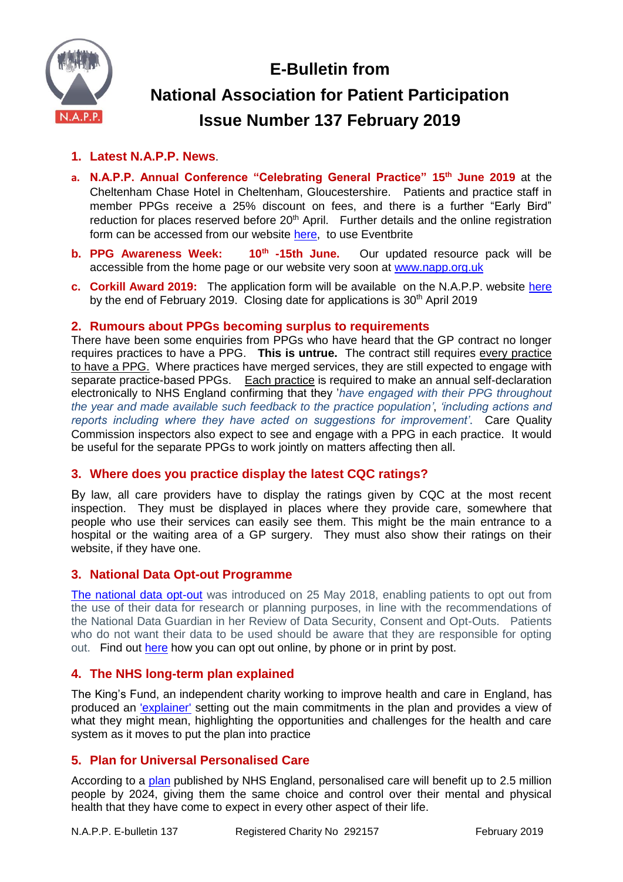# E-Bulletin from National Association for Patient Participation Issue Number 137 February 2019

## 1. Latest N.A.P.P. News.

a. **N.A.P.P. Annual Conference "Celebrating General Practice" 15th June 2019** at the Cheltenham Chase Hotel in Cheltenham, Gloucestershire. Patients and practice staff in member PPGs receive a 25% discount on fees, and there is a further "Early Bird" reduction for places reserved before 20th April. Further details and the online registration form can be accessed from our website here, to use Eventbrite

b. **PPG Awareness Week: 10th -15th June.** Our updated resource pack will be accessible from the home page or our website very soon at www.napp.org.uk

c. **Corkill Award 2019:** The application form will be available on the N.A.P.P. website here by the end of February 2019. Closing date for applications is 30th April 2019

## 2. Rumours about PPGs becoming surplus to requirements

There have been some enquiries from PPGs who have heard that the GP contract no longer requires practices to have a PPG. **This is untrue.** The contract still requires every practice to have a PPG. Where practices have merged services, they are still expected to engage with separate practice-based PPGs. Each practice is required to make an annual self-declaration electronically to NHS England confirming that they '*have engaged with their PPG throughout the year and made available such feedback to the practice population'*, '*including actions and reports including where they have acted on suggestions for improvement'*. Care Quality Commission inspectors also expect to see and engage with a PPG in each practice. It would be useful for the separate PPGs to work jointly on matters affecting then all.

## 3. Where does you practice display the latest CQC ratings?

By law, all care providers have to display the ratings given by CQC at the most recent inspection. They must be displayed in places where they provide care, somewhere that people who use their services can easily see them. This might be the main entrance to a hospital or the waiting area of a GP surgery. They must also show their ratings on their website, if they have one.

## 3. National Data Opt-out Programme

The national data opt-out was introduced on 25 May 2018, enabling patients to opt out from the use of their data for research or planning purposes, in line with the recommendations of the National Data Guardian in her Review of Data Security, Consent and Opt-Outs. Patients who do not want their data to be used should be aware that they are responsible for opting out. Find out here how you can opt out online, by phone or in print by post.

## 4. The NHS long-term plan explained

The King's Fund, an independent charity working to improve health and care in England, has produced an 'explainer' setting out the main commitments in the plan and provides a view of what they might mean, highlighting the opportunities and challenges for the health and care system as it moves to put the plan into practice

## 5. Plan for Universal Personalised Care

According to a plan published by NHS England, personalised care will benefit up to 2.5 million people by 2024, giving them the same choice and control over their mental and physical health that they have come to expect in every other aspect of their life.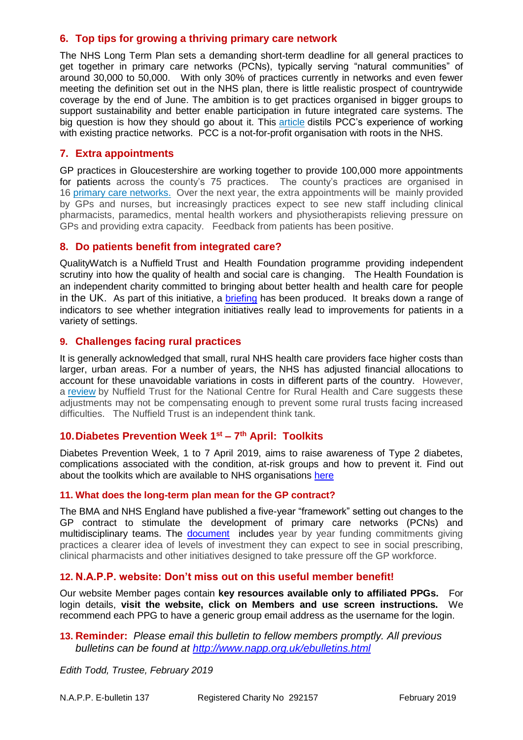## 6. Top tips for growing a thriving primary care network

The NHS Long Term Plan sets a demanding short-term deadline for all general practices to get together in primary care networks (PCNs), typically serving "natural communities" of around 30,000 to 50,000. With only 30% of practices currently in networks and even fewer meeting the definition set out in the NHS plan, there is little realistic prospect of countrywide coverage by the end of June. The ambition is to get practices organised in bigger groups to support sustainability and better enable participation in future integrated care systems. The big question is how they should go about it. This article distils PCC's experience of working with existing practice networks. PCC is a not-for-profit organisation with roots in the NHS.

## 7. Extra appointments

GP practices in Gloucestershire are working together to provide 100,000 more appointments for patients across the county's 75 practices. The county's practices are organised in 16 primary care networks. Over the next year, the extra appointments will be mainly provided by GPs and nurses, but increasingly practices expect to see new staff including clinical pharmacists, paramedics, mental health workers and physiotherapists relieving pressure on GPs and providing extra capacity. Feedback from patients has been positive.

## 8. Do patients benefit from integrated care?

QualityWatch is a Nuffield Trust and Health Foundation programme providing independent scrutiny into how the quality of health and social care is changing. The Health Foundation is an independent charity committed to bringing about better health and health care for people in the UK. As part of this initiative, a briefing has been produced. It breaks down a range of indicators to see whether integration initiatives really lead to improvements for patients in a variety of settings.

## 9. Challenges facing rural practices

It is generally acknowledged that small, rural NHS health care providers face higher costs than larger, urban areas. For a number of years, the NHS has adjusted financial allocations to account for these unavoidable variations in costs in different parts of the country. However, a review by Nuffield Trust for the National Centre for Rural Health and Care suggests these adjustments may not be compensating enough to prevent some rural trusts facing increased difficulties. The Nuffield Trust is an independent think tank.

## 10. Diabetes Prevention Week 1st – 7th April: Toolkits

Diabetes Prevention Week, 1 to 7 April 2019, aims to raise awareness of Type 2 diabetes, complications associated with the condition, at-risk groups and how to prevent it. Find out about the toolkits which are available to NHS organisations here

## 11. What does the long-term plan mean for the GP contract?

The BMA and NHS England have published a five-year "framework" setting out changes to the GP contract to stimulate the development of primary care networks (PCNs) and multidisciplinary teams. The document includes year by year funding commitments giving practices a clearer idea of levels of investment they can expect to see in social prescribing, clinical pharmacists and other initiatives designed to take pressure off the GP workforce.

## 12. N.A.P.P. website: Don't miss out on this useful member benefit!

Our website Member pages contain **key resources available only to affiliated PPGs.** For login details, **visit the website, click on Members and use screen instructions.** We recommend each PPG to have a generic group email address as the username for the login.

## 13. Reminder: *Please email this bulletin to fellow members promptly. All previous bulletins can be found at http://www.napp.org.uk/ebulletins.html*

*Edith Todd, Trustee, February 2019*